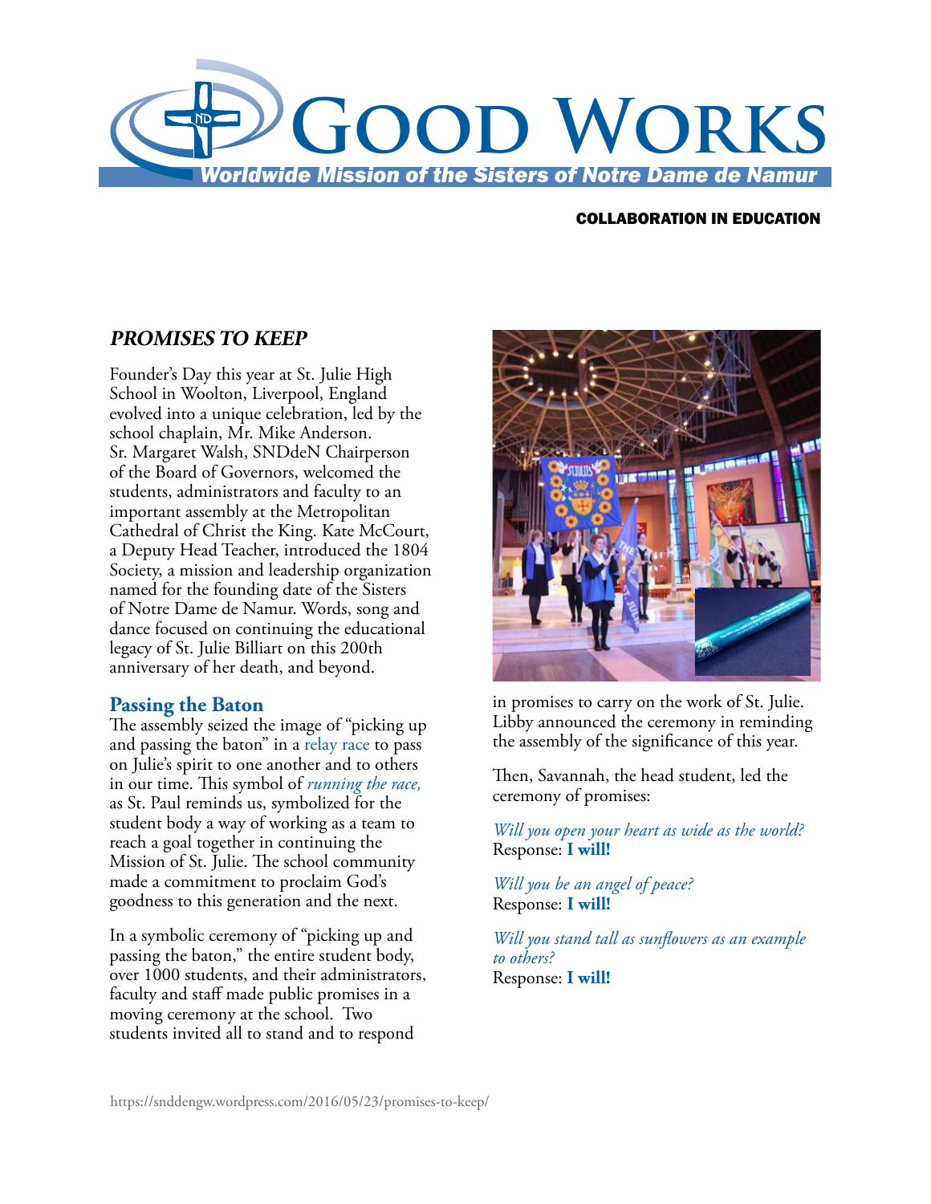# GOOD WORKS

*Worldwide Mission of the Sisters of Notre Dame de Namur*

**COLLABORATION IN EDUCATION**

## *PROMISES TO KEEP*

Founder's Day this year at St. Julie High School in Woolton, Liverpool, England evolved into a unique celebration, led by the school chaplain, Mr. Mike Anderson. Sr. Margaret Walsh, SNDdeN Chairperson of the Board of Governors, welcomed the students, administrators and faculty to an important assembly at the Metropolitan Cathedral of Christ the King. Kate McCourt, a Deputy Head Teacher, introduced the 1804 Society, a mission and leadership organization named for the founding date of the Sisters of Notre Dame de Namur. Words, song and dance focused on continuing the educational legacy of St. Julie Billiart on this 200th anniversary of her death, and beyond.

### Passing the Baton

The assembly seized the image of "picking up and passing the baton" in a relay race to pass on Julie's spirit to one another and to others in our time. This symbol of *running the race,* as St. Paul reminds us, symbolized for the student body a way of working as a team to reach a goal together in continuing the Mission of St. Julie. The school community made a commitment to proclaim God's goodness to this generation and the next.

In a symbolic ceremony of "picking up and passing the baton," the entire student body, over 1000 students, and their administrators, faculty and staff made public promises in a moving ceremony at the school. Two students invited all to stand and to respond in promises to carry on the work of St. Julie. Libby announced the ceremony in reminding the assembly of the significance of this year.

Then, Savannah, the head student, led the ceremony of promises:

*Will you open your heart as wide as the world?*
Response: **I will!**

*Will you be an angel of peace?*
Response: **I will!**

*Will you stand tall as sunflowers as an example to others?*
Response: **I will!**

https://snddengw.wordpress.com/2016/05/23/promises-to-keep/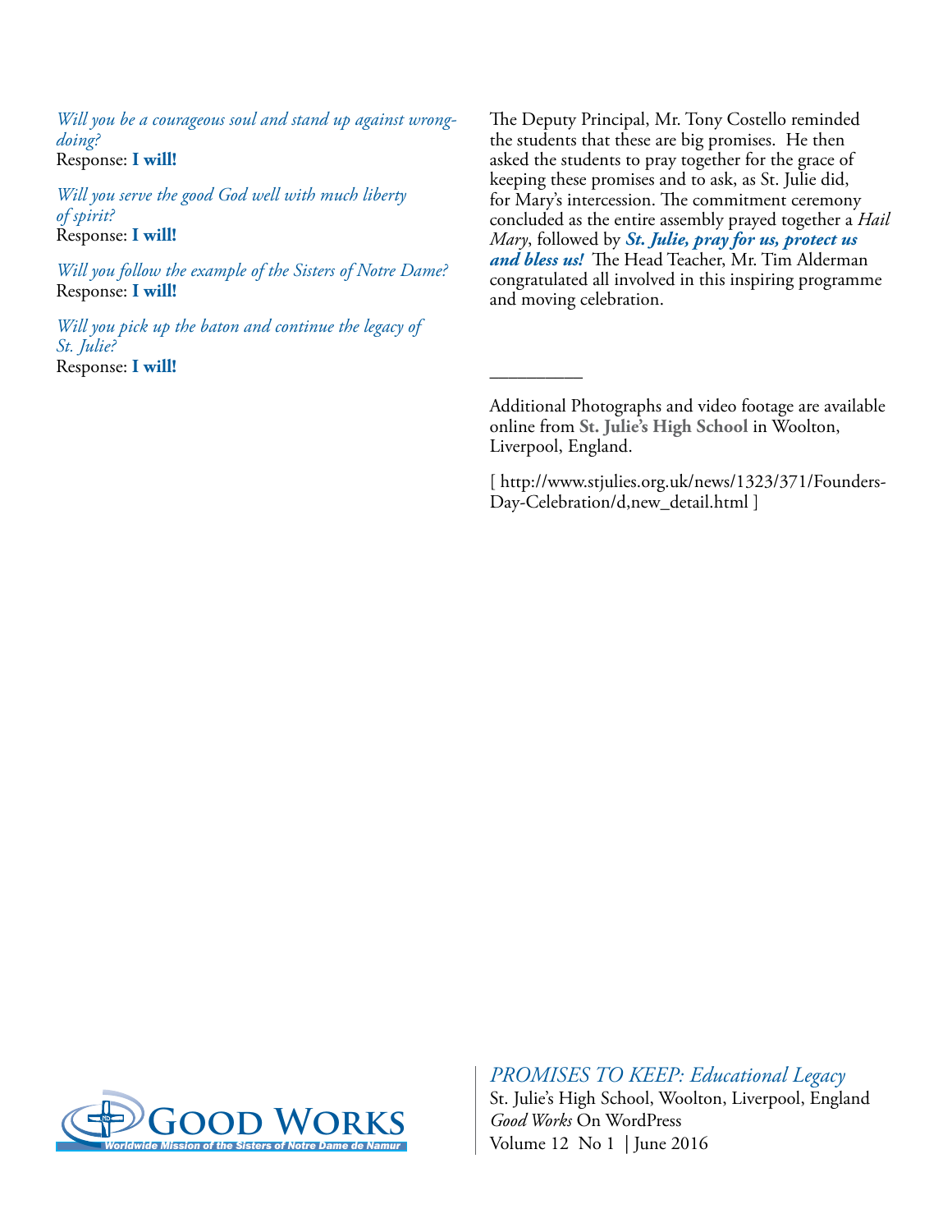*Will you be a courageous soul and stand up against wrong-doing?*
Response: **I will!**

*Will you serve the good God well with much liberty of spirit?*
Response: **I will!**

*Will you follow the example of the Sisters of Notre Dame?*
Response: **I will!**

*Will you pick up the baton and continue the legacy of St. Julie?*
Response: **I will!**

The Deputy Principal, Mr. Tony Costello reminded the students that these are big promises. He then asked the students to pray together for the grace of keeping these promises and to ask, as St. Julie did, for Mary's intercession. The commitment ceremony concluded as the entire assembly prayed together a *Hail Mary*, followed by ***St. Julie, pray for us, protect us and bless us!*** The Head Teacher, Mr. Tim Alderman congratulated all involved in this inspiring programme and moving celebration.

__________

Additional Photographs and video footage are available online from **St. Julie's High School** in Woolton, Liverpool, England.

[ http://www.stjulies.org.uk/news/1323/371/Founders-Day-Celebration/d,new_detail.html ]

GOOD WORKS
Worldwide Mission of the Sisters of Notre Dame de Namur

*PROMISES TO KEEP: Educational Legacy*
St. Julie's High School, Woolton, Liverpool, England
*Good Works* On WordPress
Volume 12 No 1 | June 2016